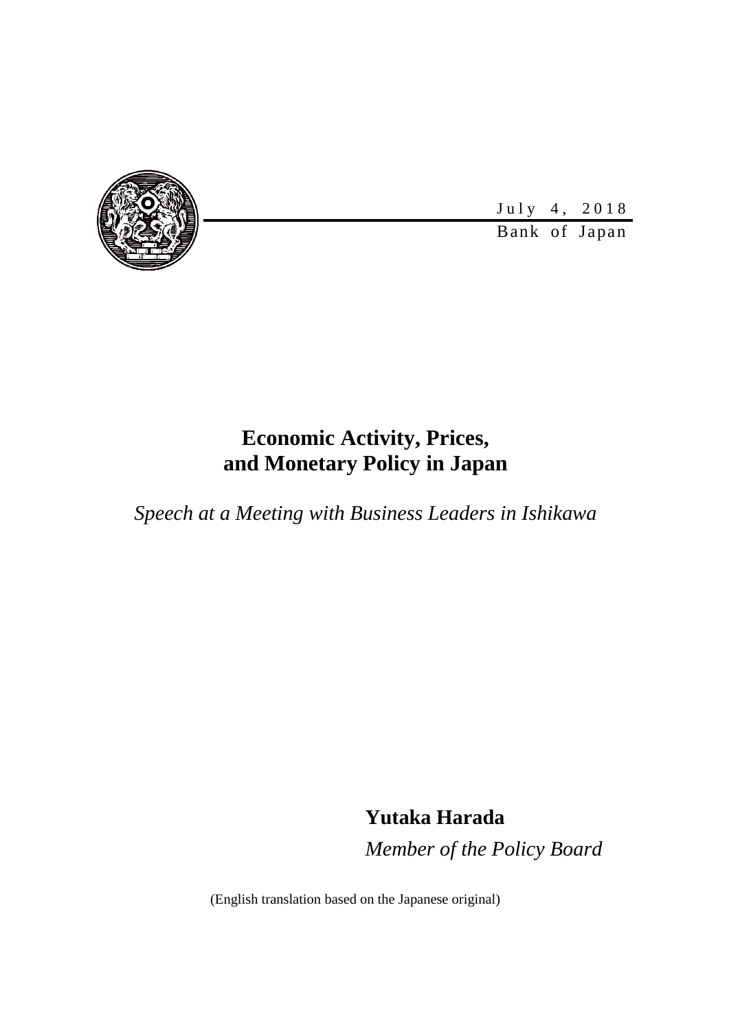July 4, 2018

Bank of Japan

# Economic Activity, Prices, and Monetary Policy in Japan

*Speech at a Meeting with Business Leaders in Ishikawa*

**Yutaka Harada**

*Member of the Policy Board*

(English translation based on the Japanese original)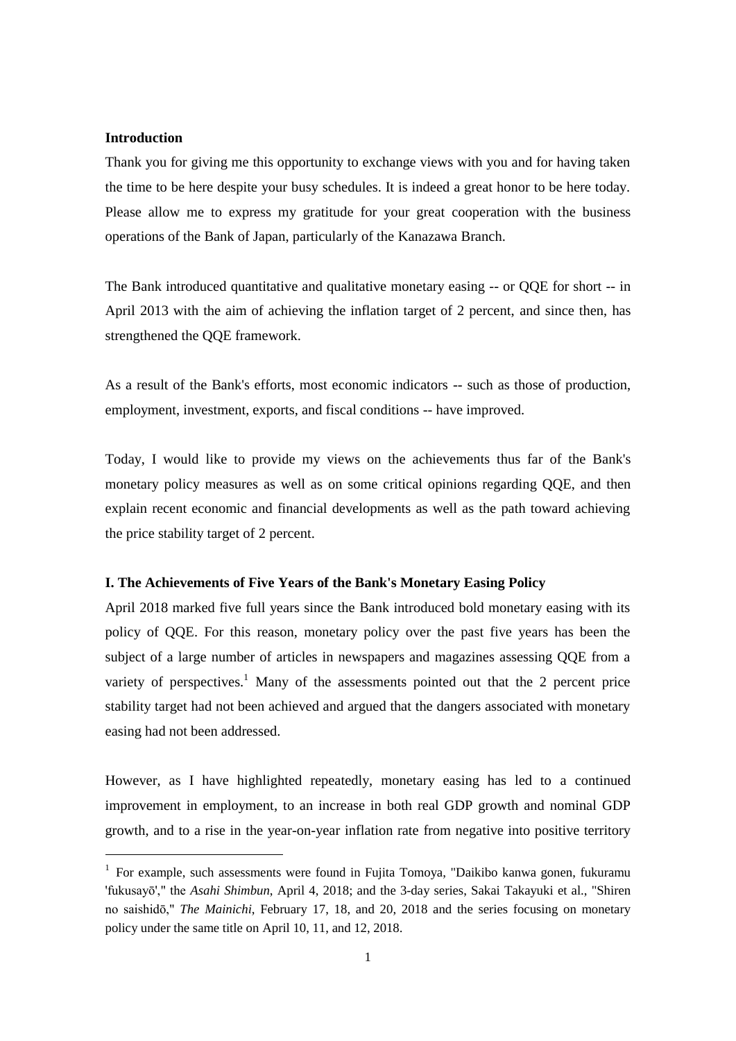**Introduction**

Thank you for giving me this opportunity to exchange views with you and for having taken the time to be here despite your busy schedules. It is indeed a great honor to be here today. Please allow me to express my gratitude for your great cooperation with the business operations of the Bank of Japan, particularly of the Kanazawa Branch.

The Bank introduced quantitative and qualitative monetary easing -- or QQE for short -- in April 2013 with the aim of achieving the inflation target of 2 percent, and since then, has strengthened the QQE framework.

As a result of the Bank's efforts, most economic indicators -- such as those of production, employment, investment, exports, and fiscal conditions -- have improved.

Today, I would like to provide my views on the achievements thus far of the Bank's monetary policy measures as well as on some critical opinions regarding QQE, and then explain recent economic and financial developments as well as the path toward achieving the price stability target of 2 percent.

**I. The Achievements of Five Years of the Bank's Monetary Easing Policy**

April 2018 marked five full years since the Bank introduced bold monetary easing with its policy of QQE. For this reason, monetary policy over the past five years has been the subject of a large number of articles in newspapers and magazines assessing QQE from a variety of perspectives.[1] Many of the assessments pointed out that the 2 percent price stability target had not been achieved and argued that the dangers associated with monetary easing had not been addressed.

However, as I have highlighted repeatedly, monetary easing has led to a continued improvement in employment, to an increase in both real GDP growth and nominal GDP growth, and to a rise in the year-on-year inflation rate from negative into positive territory

[1] For example, such assessments were found in Fujita Tomoya, "Daikibo kanwa gonen, fukuramu 'fukusayō'," the *Asahi Shimbun*, April 4, 2018; and the 3-day series, Sakai Takayuki et al., "Shiren no saishidō," *The Mainichi*, February 17, 18, and 20, 2018 and the series focusing on monetary policy under the same title on April 10, 11, and 12, 2018.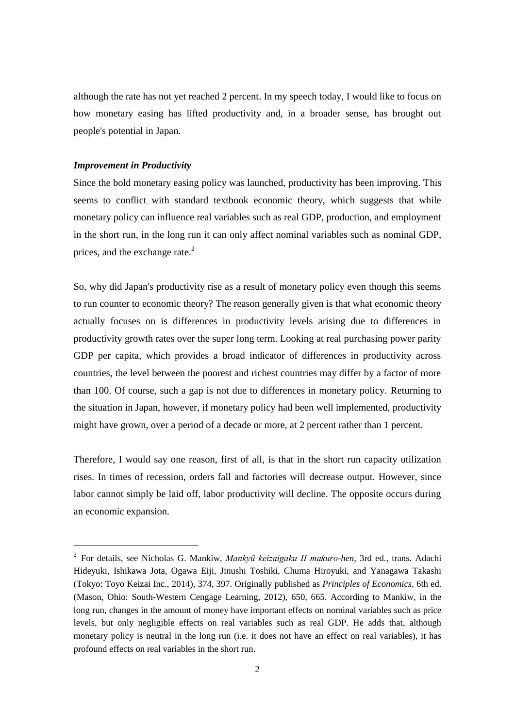although the rate has not yet reached 2 percent. In my speech today, I would like to focus on how monetary easing has lifted productivity and, in a broader sense, has brought out people's potential in Japan.

### *Improvement in Productivity*

Since the bold monetary easing policy was launched, productivity has been improving. This seems to conflict with standard textbook economic theory, which suggests that while monetary policy can influence real variables such as real GDP, production, and employment in the short run, in the long run it can only affect nominal variables such as nominal GDP, prices, and the exchange rate.[2]

So, why did Japan's productivity rise as a result of monetary policy even though this seems to run counter to economic theory? The reason generally given is that what economic theory actually focuses on is differences in productivity levels arising due to differences in productivity growth rates over the super long term. Looking at real purchasing power parity GDP per capita, which provides a broad indicator of differences in productivity across countries, the level between the poorest and richest countries may differ by a factor of more than 100. Of course, such a gap is not due to differences in monetary policy. Returning to the situation in Japan, however, if monetary policy had been well implemented, productivity might have grown, over a period of a decade or more, at 2 percent rather than 1 percent.

Therefore, I would say one reason, first of all, is that in the short run capacity utilization rises. In times of recession, orders fall and factories will decrease output. However, since labor cannot simply be laid off, labor productivity will decline. The opposite occurs during an economic expansion.

---

[2] For details, see Nicholas G. Mankiw, *Mankyū keizaigaku II makuro-hen*, 3rd ed., trans. Adachi Hideyuki, Ishikawa Jota, Ogawa Eiji, Jinushi Toshiki, Chuma Hiroyuki, and Yanagawa Takashi (Tokyo: Toyo Keizai Inc., 2014), 374, 397. Originally published as *Principles of Economics*, 6th ed. (Mason, Ohio: South-Western Cengage Learning, 2012), 650, 665. According to Mankiw, in the long run, changes in the amount of money have important effects on nominal variables such as price levels, but only negligible effects on real variables such as real GDP. He adds that, although monetary policy is neutral in the long run (i.e. it does not have an effect on real variables), it has profound effects on real variables in the short run.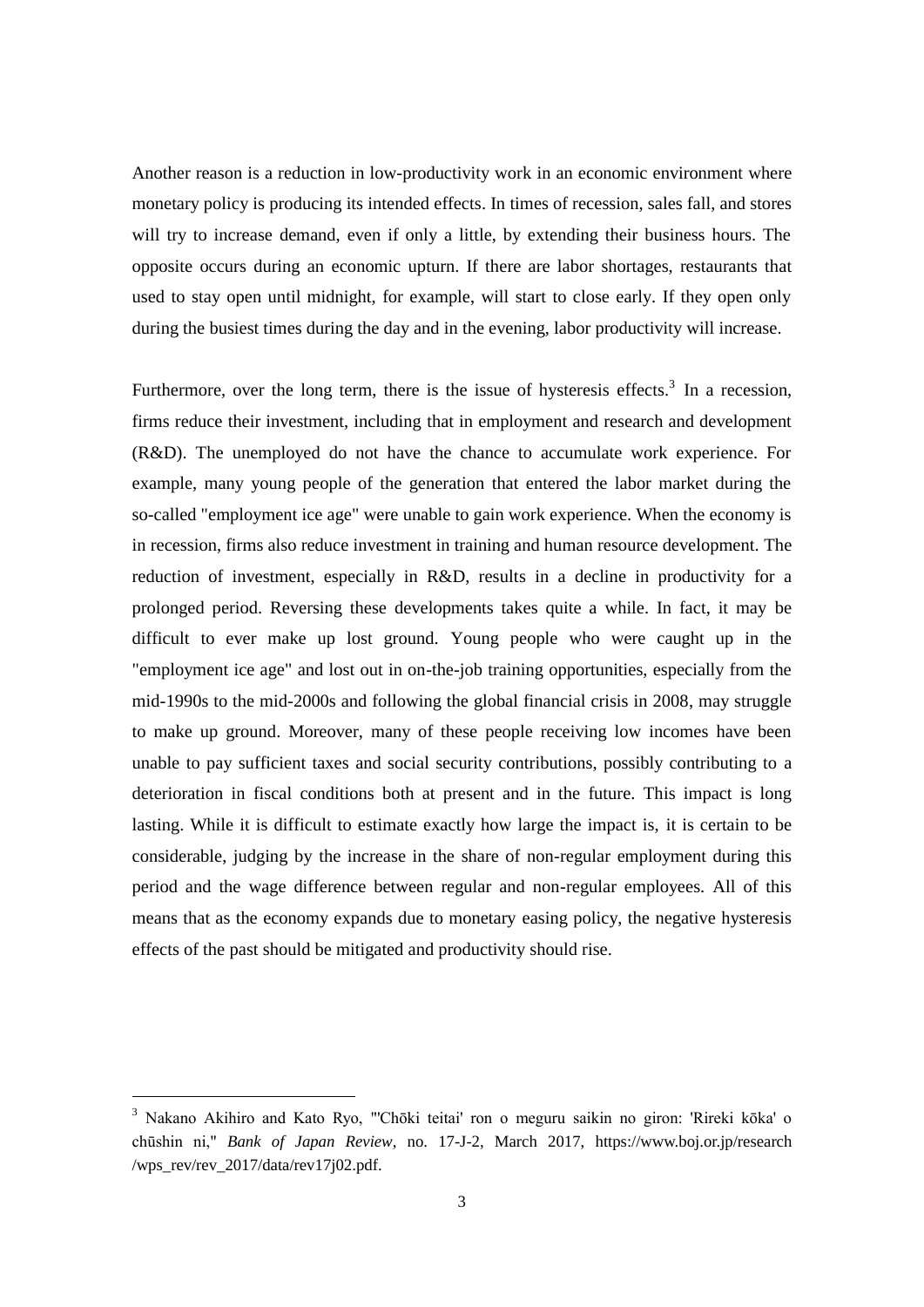Another reason is a reduction in low-productivity work in an economic environment where monetary policy is producing its intended effects. In times of recession, sales fall, and stores will try to increase demand, even if only a little, by extending their business hours. The opposite occurs during an economic upturn. If there are labor shortages, restaurants that used to stay open until midnight, for example, will start to close early. If they open only during the busiest times during the day and in the evening, labor productivity will increase.

Furthermore, over the long term, there is the issue of hysteresis effects.[3] In a recession, firms reduce their investment, including that in employment and research and development (R&D). The unemployed do not have the chance to accumulate work experience. For example, many young people of the generation that entered the labor market during the so-called "employment ice age" were unable to gain work experience. When the economy is in recession, firms also reduce investment in training and human resource development. The reduction of investment, especially in R&D, results in a decline in productivity for a prolonged period. Reversing these developments takes quite a while. In fact, it may be difficult to ever make up lost ground. Young people who were caught up in the "employment ice age" and lost out in on-the-job training opportunities, especially from the mid-1990s to the mid-2000s and following the global financial crisis in 2008, may struggle to make up ground. Moreover, many of these people receiving low incomes have been unable to pay sufficient taxes and social security contributions, possibly contributing to a deterioration in fiscal conditions both at present and in the future. This impact is long lasting. While it is difficult to estimate exactly how large the impact is, it is certain to be considerable, judging by the increase in the share of non-regular employment during this period and the wage difference between regular and non-regular employees. All of this means that as the economy expands due to monetary easing policy, the negative hysteresis effects of the past should be mitigated and productivity should rise.

---

[3] Nakano Akihiro and Kato Ryo, "'Chōki teitai' ron o meguru saikin no giron: 'Rireki kōka' o chūshin ni," *Bank of Japan Review*, no. 17-J-2, March 2017, https://www.boj.or.jp/research/wps_rev/rev_2017/data/rev17j02.pdf.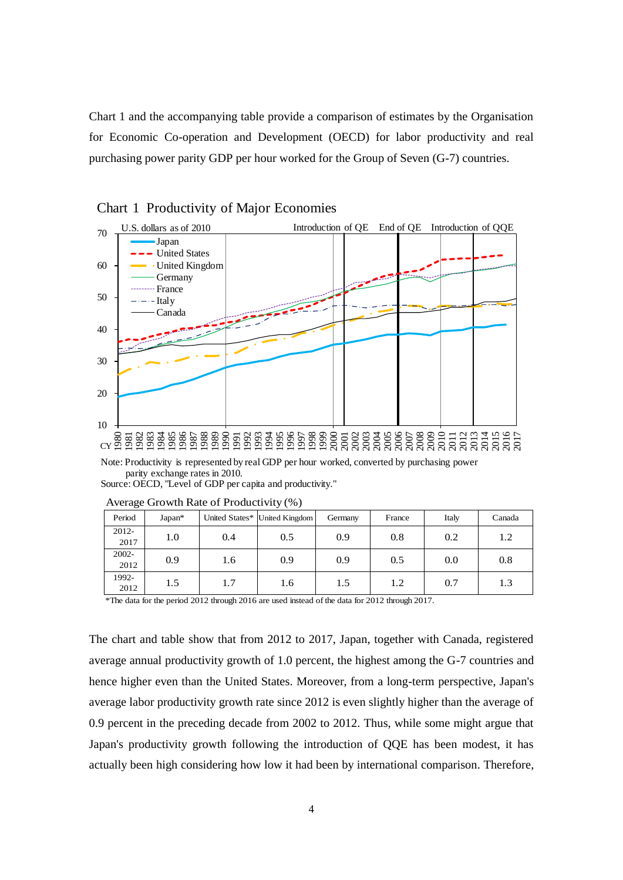Chart 1 and the accompanying table provide a comparison of estimates by the Organisation for Economic Co-operation and Development (OECD) for labor productivity and real purchasing power parity GDP per hour worked for the Group of Seven (G-7) countries.

Chart 1 Productivity of Major Economies

Note: Productivity is represented by real GDP per hour worked, converted by purchasing power parity exchange rates in 2010.
Source: OECD, "Level of GDP per capita and productivity."

Average Growth Rate of Productivity (%)

| Period | Japan* | United States* | United Kingdom | Germany | France | Italy | Canada |
|---|---|---|---|---|---|---|---|
| 2012-2017 | 1.0 | 0.4 | 0.5 | 0.9 | 0.8 | 0.2 | 1.2 |
| 2002-2012 | 0.9 | 1.6 | 0.9 | 0.9 | 0.5 | 0.0 | 0.8 |
| 1992-2012 | 1.5 | 1.7 | 1.6 | 1.5 | 1.2 | 0.7 | 1.3 |

*The data for the period 2012 through 2016 are used instead of the data for 2012 through 2017.

The chart and table show that from 2012 to 2017, Japan, together with Canada, registered average annual productivity growth of 1.0 percent, the highest among the G-7 countries and hence higher even than the United States. Moreover, from a long-term perspective, Japan's average labor productivity growth rate since 2012 is even slightly higher than the average of 0.9 percent in the preceding decade from 2002 to 2012. Thus, while some might argue that Japan's productivity growth following the introduction of QQE has been modest, it has actually been high considering how low it had been by international comparison. Therefore,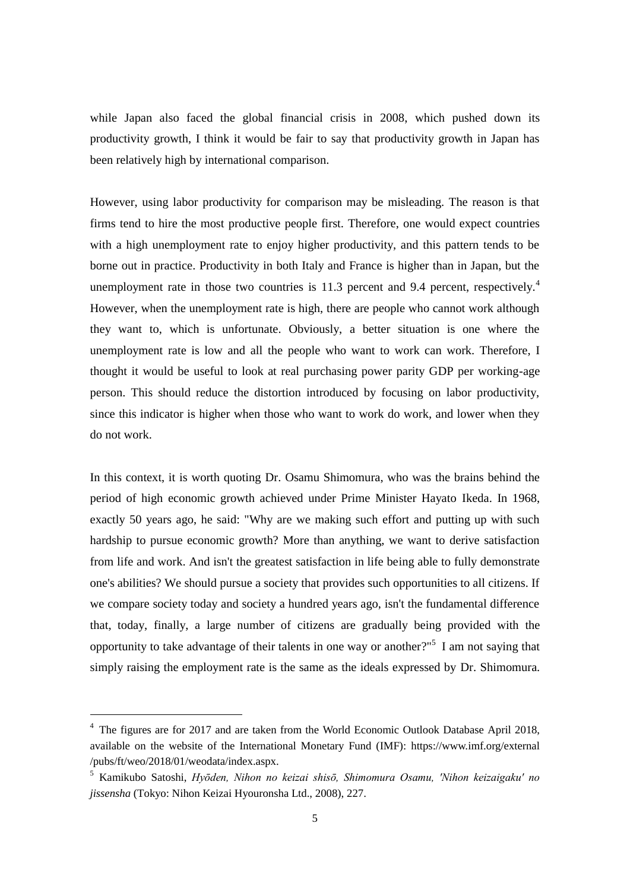while Japan also faced the global financial crisis in 2008, which pushed down its productivity growth, I think it would be fair to say that productivity growth in Japan has been relatively high by international comparison.

However, using labor productivity for comparison may be misleading. The reason is that firms tend to hire the most productive people first. Therefore, one would expect countries with a high unemployment rate to enjoy higher productivity, and this pattern tends to be borne out in practice. Productivity in both Italy and France is higher than in Japan, but the unemployment rate in those two countries is 11.3 percent and 9.4 percent, respectively.[4] However, when the unemployment rate is high, there are people who cannot work although they want to, which is unfortunate. Obviously, a better situation is one where the unemployment rate is low and all the people who want to work can work. Therefore, I thought it would be useful to look at real purchasing power parity GDP per working-age person. This should reduce the distortion introduced by focusing on labor productivity, since this indicator is higher when those who want to work do work, and lower when they do not work.

In this context, it is worth quoting Dr. Osamu Shimomura, who was the brains behind the period of high economic growth achieved under Prime Minister Hayato Ikeda. In 1968, exactly 50 years ago, he said: "Why are we making such effort and putting up with such hardship to pursue economic growth? More than anything, we want to derive satisfaction from life and work. And isn't the greatest satisfaction in life being able to fully demonstrate one's abilities? We should pursue a society that provides such opportunities to all citizens. If we compare society today and society a hundred years ago, isn't the fundamental difference that, today, finally, a large number of citizens are gradually being provided with the opportunity to take advantage of their talents in one way or another?"[5] I am not saying that simply raising the employment rate is the same as the ideals expressed by Dr. Shimomura.

---

[4] The figures are for 2017 and are taken from the World Economic Outlook Database April 2018, available on the website of the International Monetary Fund (IMF): https://www.imf.org/external/pubs/ft/weo/2018/01/weodata/index.aspx.

[5] Kamikubo Satoshi, *Hyōden, Nihon no keizai shisō, Shimomura Osamu, 'Nihon keizaigaku' no jissensha* (Tokyo: Nihon Keizai Hyouronsha Ltd., 2008), 227.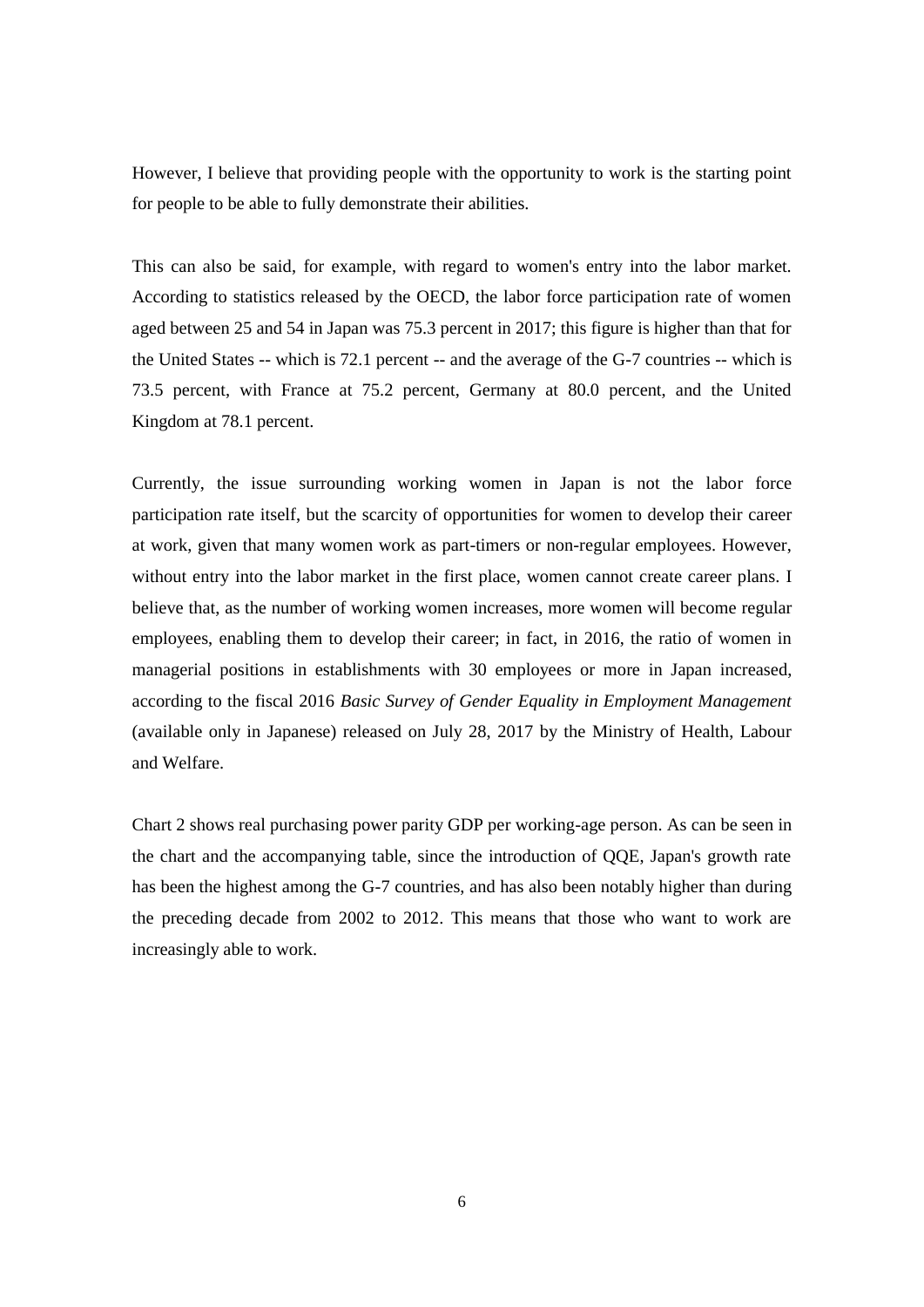However, I believe that providing people with the opportunity to work is the starting point for people to be able to fully demonstrate their abilities.

This can also be said, for example, with regard to women's entry into the labor market. According to statistics released by the OECD, the labor force participation rate of women aged between 25 and 54 in Japan was 75.3 percent in 2017; this figure is higher than that for the United States -- which is 72.1 percent -- and the average of the G-7 countries -- which is 73.5 percent, with France at 75.2 percent, Germany at 80.0 percent, and the United Kingdom at 78.1 percent.

Currently, the issue surrounding working women in Japan is not the labor force participation rate itself, but the scarcity of opportunities for women to develop their career at work, given that many women work as part-timers or non-regular employees. However, without entry into the labor market in the first place, women cannot create career plans. I believe that, as the number of working women increases, more women will become regular employees, enabling them to develop their career; in fact, in 2016, the ratio of women in managerial positions in establishments with 30 employees or more in Japan increased, according to the fiscal 2016 *Basic Survey of Gender Equality in Employment Management* (available only in Japanese) released on July 28, 2017 by the Ministry of Health, Labour and Welfare.

Chart 2 shows real purchasing power parity GDP per working-age person. As can be seen in the chart and the accompanying table, since the introduction of QQE, Japan's growth rate has been the highest among the G-7 countries, and has also been notably higher than during the preceding decade from 2002 to 2012. This means that those who want to work are increasingly able to work.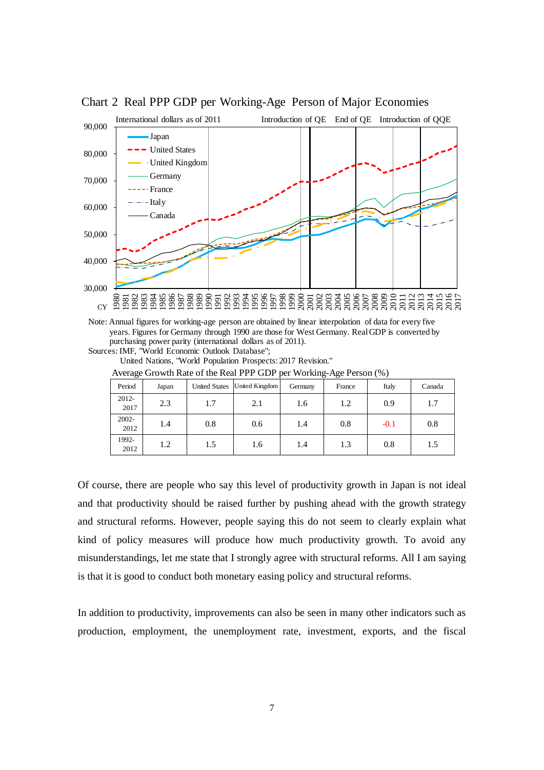Chart 2 Real PPP GDP per Working-Age Person of Major Economies

Note: Annual figures for working-age person are obtained by linear interpolation of data for every five years. Figures for Germany through 1990 are those for West Germany. Real GDP is converted by purchasing power parity (international dollars as of 2011).

Sources: IMF, "World Economic Outlook Database";
United Nations, "World Population Prospects: 2017 Revision."

Average Growth Rate of the Real PPP GDP per Working-Age Person (%)

| Period | Japan | United States | United Kingdom | Germany | France | Italy | Canada |
|---|---|---|---|---|---|---|---|
| 2012-2017 | 2.3 | 1.7 | 2.1 | 1.6 | 1.2 | 0.9 | 1.7 |
| 2002-2012 | 1.4 | 0.8 | 0.6 | 1.4 | 0.8 | -0.1 | 0.8 |
| 1992-2012 | 1.2 | 1.5 | 1.6 | 1.4 | 1.3 | 0.8 | 1.5 |

Of course, there are people who say this level of productivity growth in Japan is not ideal and that productivity should be raised further by pushing ahead with the growth strategy and structural reforms. However, people saying this do not seem to clearly explain what kind of policy measures will produce how much productivity growth. To avoid any misunderstandings, let me state that I strongly agree with structural reforms. All I am saying is that it is good to conduct both monetary easing policy and structural reforms.

In addition to productivity, improvements can also be seen in many other indicators such as production, employment, the unemployment rate, investment, exports, and the fiscal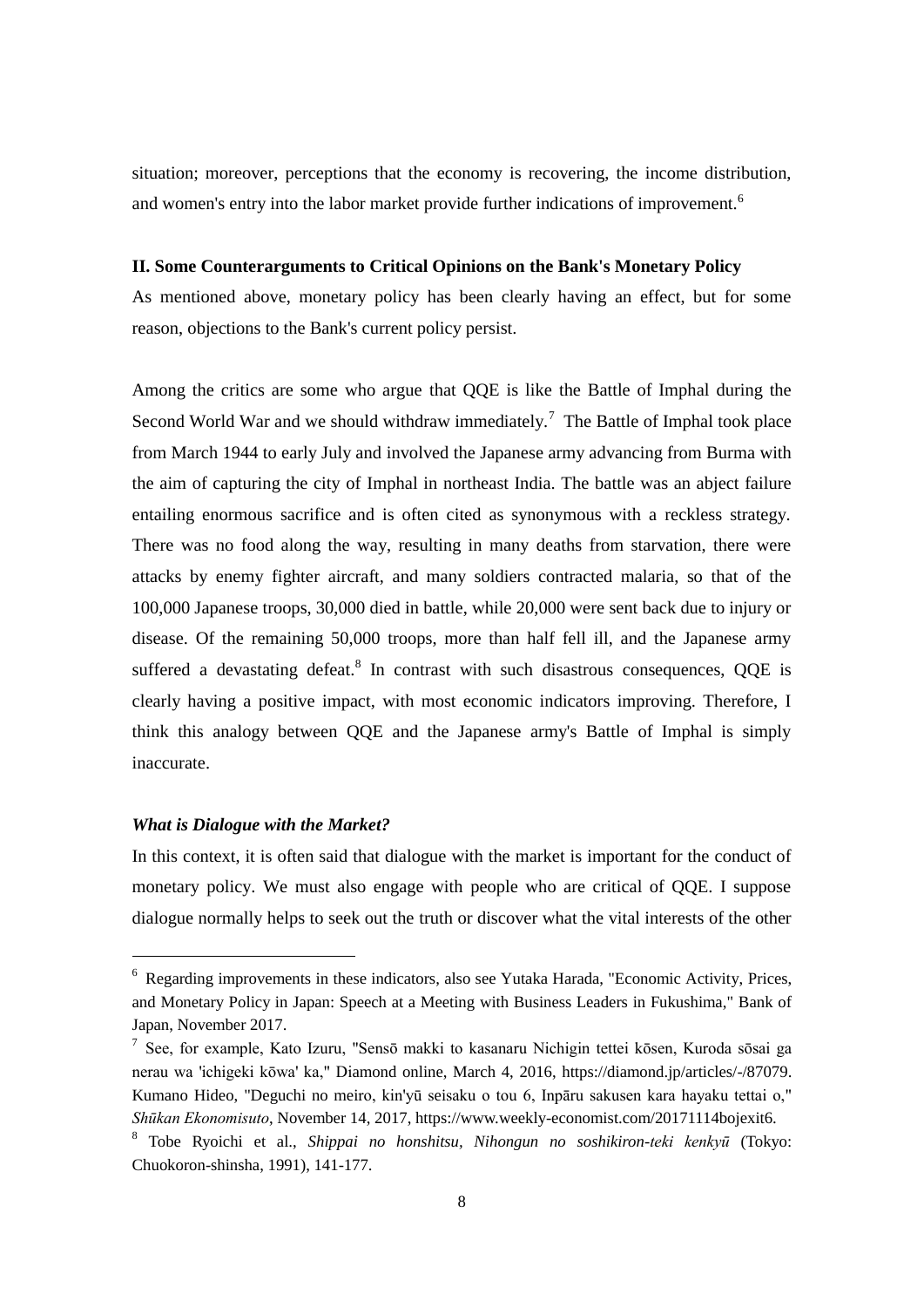situation; moreover, perceptions that the economy is recovering, the income distribution, and women's entry into the labor market provide further indications of improvement.[6]

**II. Some Counterarguments to Critical Opinions on the Bank's Monetary Policy**

As mentioned above, monetary policy has been clearly having an effect, but for some reason, objections to the Bank's current policy persist.

Among the critics are some who argue that QQE is like the Battle of Imphal during the Second World War and we should withdraw immediately.[7] The Battle of Imphal took place from March 1944 to early July and involved the Japanese army advancing from Burma with the aim of capturing the city of Imphal in northeast India. The battle was an abject failure entailing enormous sacrifice and is often cited as synonymous with a reckless strategy. There was no food along the way, resulting in many deaths from starvation, there were attacks by enemy fighter aircraft, and many soldiers contracted malaria, so that of the 100,000 Japanese troops, 30,000 died in battle, while 20,000 were sent back due to injury or disease. Of the remaining 50,000 troops, more than half fell ill, and the Japanese army suffered a devastating defeat.[8] In contrast with such disastrous consequences, QQE is clearly having a positive impact, with most economic indicators improving. Therefore, I think this analogy between QQE and the Japanese army's Battle of Imphal is simply inaccurate.

***What is Dialogue with the Market?***

In this context, it is often said that dialogue with the market is important for the conduct of monetary policy. We must also engage with people who are critical of QQE. I suppose dialogue normally helps to seek out the truth or discover what the vital interests of the other

---

[6] Regarding improvements in these indicators, also see Yutaka Harada, "Economic Activity, Prices, and Monetary Policy in Japan: Speech at a Meeting with Business Leaders in Fukushima," Bank of Japan, November 2017.

[7] See, for example, Kato Izuru, "Sensō makki to kasanaru Nichigin tettei kōsen, Kuroda sōsai ga nerau wa 'ichigeki kōwa' ka," Diamond online, March 4, 2016, https://diamond.jp/articles/-/87079. Kumano Hideo, "Deguchi no meiro, kin'yū seisaku o tou 6, Inpāru sakusen kara hayaku tettai o," *Shūkan Ekonomisuto*, November 14, 2017, https://www.weekly-economist.com/20171114bojexit6.

[8] Tobe Ryoichi et al., *Shippai no honshitsu, Nihongun no soshikiron-teki kenkyū* (Tokyo: Chuokoron-shinsha, 1991), 141-177.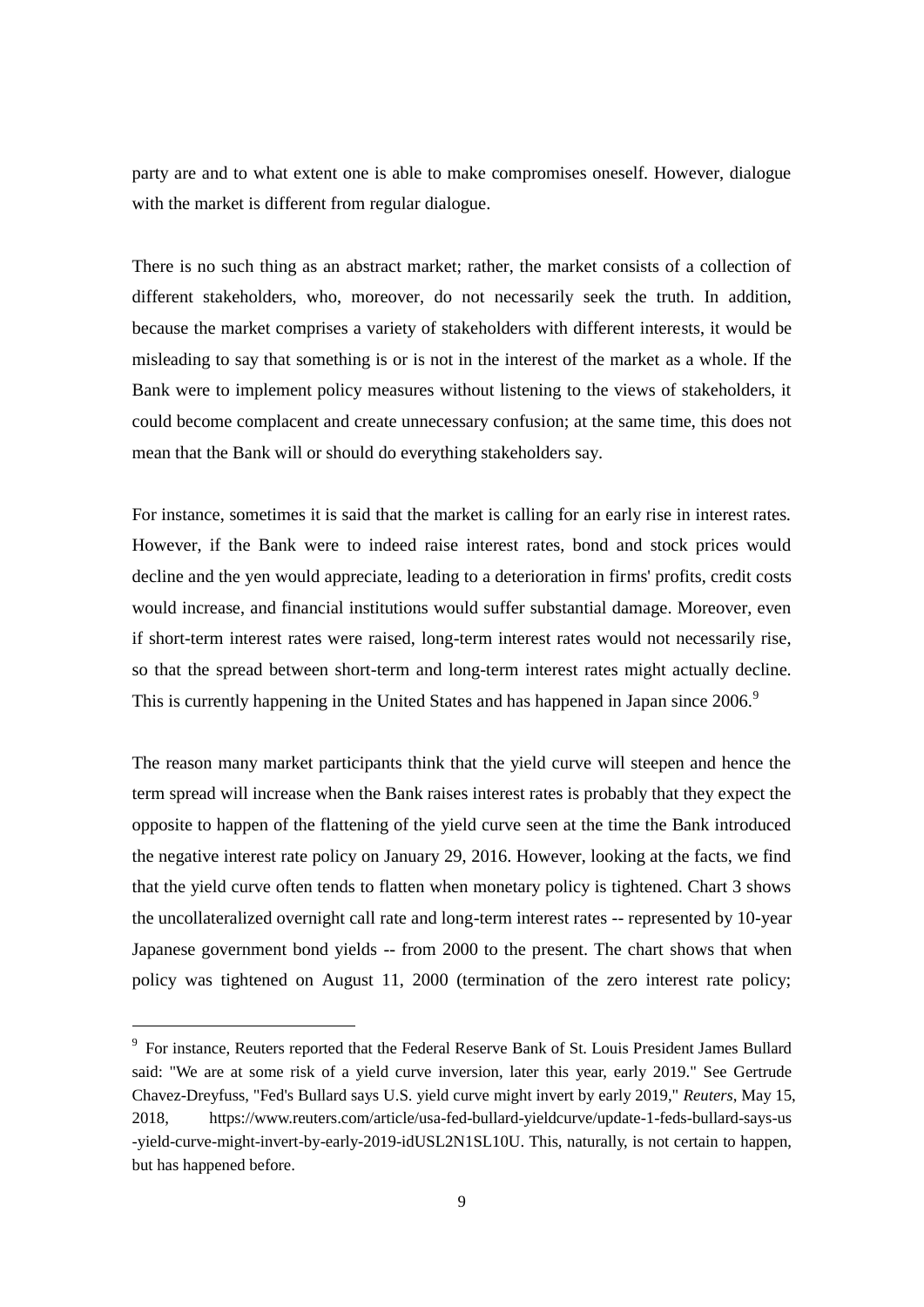party are and to what extent one is able to make compromises oneself. However, dialogue with the market is different from regular dialogue.

There is no such thing as an abstract market; rather, the market consists of a collection of different stakeholders, who, moreover, do not necessarily seek the truth. In addition, because the market comprises a variety of stakeholders with different interests, it would be misleading to say that something is or is not in the interest of the market as a whole. If the Bank were to implement policy measures without listening to the views of stakeholders, it could become complacent and create unnecessary confusion; at the same time, this does not mean that the Bank will or should do everything stakeholders say.

For instance, sometimes it is said that the market is calling for an early rise in interest rates. However, if the Bank were to indeed raise interest rates, bond and stock prices would decline and the yen would appreciate, leading to a deterioration in firms' profits, credit costs would increase, and financial institutions would suffer substantial damage. Moreover, even if short-term interest rates were raised, long-term interest rates would not necessarily rise, so that the spread between short-term and long-term interest rates might actually decline. This is currently happening in the United States and has happened in Japan since 2006.[9]

The reason many market participants think that the yield curve will steepen and hence the term spread will increase when the Bank raises interest rates is probably that they expect the opposite to happen of the flattening of the yield curve seen at the time the Bank introduced the negative interest rate policy on January 29, 2016. However, looking at the facts, we find that the yield curve often tends to flatten when monetary policy is tightened. Chart 3 shows the uncollateralized overnight call rate and long-term interest rates -- represented by 10-year Japanese government bond yields -- from 2000 to the present. The chart shows that when policy was tightened on August 11, 2000 (termination of the zero interest rate policy;

---

[9] For instance, Reuters reported that the Federal Reserve Bank of St. Louis President James Bullard said: "We are at some risk of a yield curve inversion, later this year, early 2019." See Gertrude Chavez-Dreyfuss, "Fed's Bullard says U.S. yield curve might invert by early 2019," *Reuters*, May 15, 2018, https://www.reuters.com/article/usa-fed-bullard-yieldcurve/update-1-feds-bullard-says-us-yield-curve-might-invert-by-early-2019-idUSL2N1SL10U. This, naturally, is not certain to happen, but has happened before.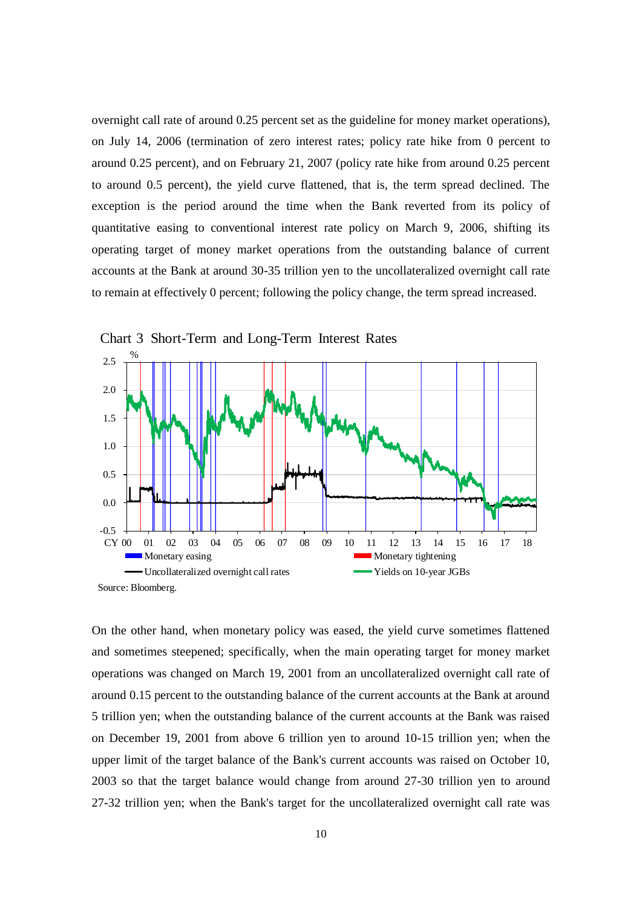overnight call rate of around 0.25 percent set as the guideline for money market operations), on July 14, 2006 (termination of zero interest rates; policy rate hike from 0 percent to around 0.25 percent), and on February 21, 2007 (policy rate hike from around 0.25 percent to around 0.5 percent), the yield curve flattened, that is, the term spread declined. The exception is the period around the time when the Bank reverted from its policy of quantitative easing to conventional interest rate policy on March 9, 2006, shifting its operating target of money market operations from the outstanding balance of current accounts at the Bank at around 30-35 trillion yen to the uncollateralized overnight call rate to remain at effectively 0 percent; following the policy change, the term spread increased.

Chart 3 Short-Term and Long-Term Interest Rates

Source: Bloomberg.

On the other hand, when monetary policy was eased, the yield curve sometimes flattened and sometimes steepened; specifically, when the main operating target for money market operations was changed on March 19, 2001 from an uncollateralized overnight call rate of around 0.15 percent to the outstanding balance of the current accounts at the Bank at around 5 trillion yen; when the outstanding balance of the current accounts at the Bank was raised on December 19, 2001 from above 6 trillion yen to around 10-15 trillion yen; when the upper limit of the target balance of the Bank's current accounts was raised on October 10, 2003 so that the target balance would change from around 27-30 trillion yen to around 27-32 trillion yen; when the Bank's target for the uncollateralized overnight call rate was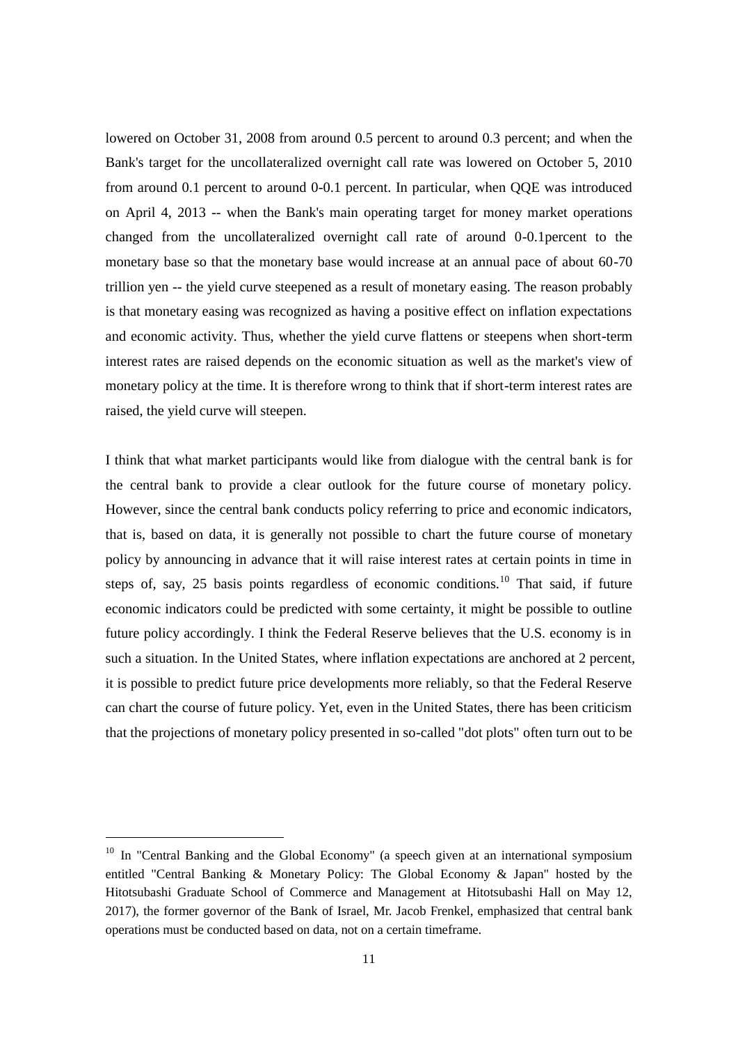lowered on October 31, 2008 from around 0.5 percent to around 0.3 percent; and when the Bank's target for the uncollateralized overnight call rate was lowered on October 5, 2010 from around 0.1 percent to around 0-0.1 percent. In particular, when QQE was introduced on April 4, 2013 -- when the Bank's main operating target for money market operations changed from the uncollateralized overnight call rate of around 0-0.1percent to the monetary base so that the monetary base would increase at an annual pace of about 60-70 trillion yen -- the yield curve steepened as a result of monetary easing. The reason probably is that monetary easing was recognized as having a positive effect on inflation expectations and economic activity. Thus, whether the yield curve flattens or steepens when short-term interest rates are raised depends on the economic situation as well as the market's view of monetary policy at the time. It is therefore wrong to think that if short-term interest rates are raised, the yield curve will steepen.

I think that what market participants would like from dialogue with the central bank is for the central bank to provide a clear outlook for the future course of monetary policy. However, since the central bank conducts policy referring to price and economic indicators, that is, based on data, it is generally not possible to chart the future course of monetary policy by announcing in advance that it will raise interest rates at certain points in time in steps of, say, 25 basis points regardless of economic conditions.[10] That said, if future economic indicators could be predicted with some certainty, it might be possible to outline future policy accordingly. I think the Federal Reserve believes that the U.S. economy is in such a situation. In the United States, where inflation expectations are anchored at 2 percent, it is possible to predict future price developments more reliably, so that the Federal Reserve can chart the course of future policy. Yet, even in the United States, there has been criticism that the projections of monetary policy presented in so-called "dot plots" often turn out to be

[10] In "Central Banking and the Global Economy" (a speech given at an international symposium entitled "Central Banking & Monetary Policy: The Global Economy & Japan" hosted by the Hitotsubashi Graduate School of Commerce and Management at Hitotsubashi Hall on May 12, 2017), the former governor of the Bank of Israel, Mr. Jacob Frenkel, emphasized that central bank operations must be conducted based on data, not on a certain timeframe.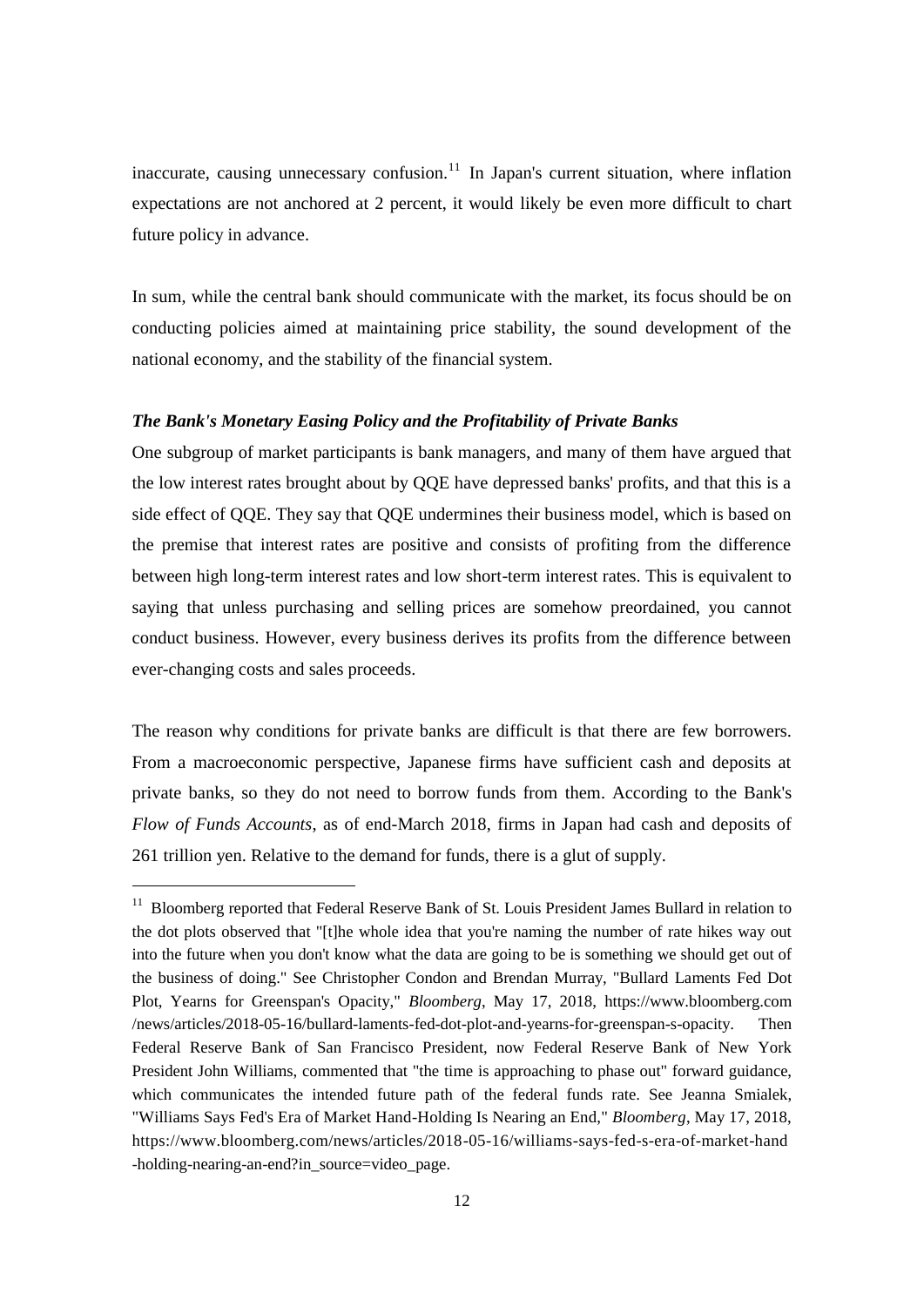inaccurate, causing unnecessary confusion.[11] In Japan's current situation, where inflation expectations are not anchored at 2 percent, it would likely be even more difficult to chart future policy in advance.

In sum, while the central bank should communicate with the market, its focus should be on conducting policies aimed at maintaining price stability, the sound development of the national economy, and the stability of the financial system.

***The Bank's Monetary Easing Policy and the Profitability of Private Banks***

One subgroup of market participants is bank managers, and many of them have argued that the low interest rates brought about by QQE have depressed banks' profits, and that this is a side effect of QQE. They say that QQE undermines their business model, which is based on the premise that interest rates are positive and consists of profiting from the difference between high long-term interest rates and low short-term interest rates. This is equivalent to saying that unless purchasing and selling prices are somehow preordained, you cannot conduct business. However, every business derives its profits from the difference between ever-changing costs and sales proceeds.

The reason why conditions for private banks are difficult is that there are few borrowers. From a macroeconomic perspective, Japanese firms have sufficient cash and deposits at private banks, so they do not need to borrow funds from them. According to the Bank's *Flow of Funds Accounts*, as of end-March 2018, firms in Japan had cash and deposits of 261 trillion yen. Relative to the demand for funds, there is a glut of supply.

---

[11] Bloomberg reported that Federal Reserve Bank of St. Louis President James Bullard in relation to the dot plots observed that "[t]he whole idea that you're naming the number of rate hikes way out into the future when you don't know what the data are going to be is something we should get out of the business of doing." See Christopher Condon and Brendan Murray, "Bullard Laments Fed Dot Plot, Yearns for Greenspan's Opacity," *Bloomberg*, May 17, 2018, https://www.bloomberg.com/news/articles/2018-05-16/bullard-laments-fed-dot-plot-and-yearns-for-greenspan-s-opacity. Then Federal Reserve Bank of San Francisco President, now Federal Reserve Bank of New York President John Williams, commented that "the time is approaching to phase out" forward guidance, which communicates the intended future path of the federal funds rate. See Jeanna Smialek, "Williams Says Fed's Era of Market Hand-Holding Is Nearing an End," *Bloomberg*, May 17, 2018, https://www.bloomberg.com/news/articles/2018-05-16/williams-says-fed-s-era-of-market-hand-holding-nearing-an-end?in_source=video_page.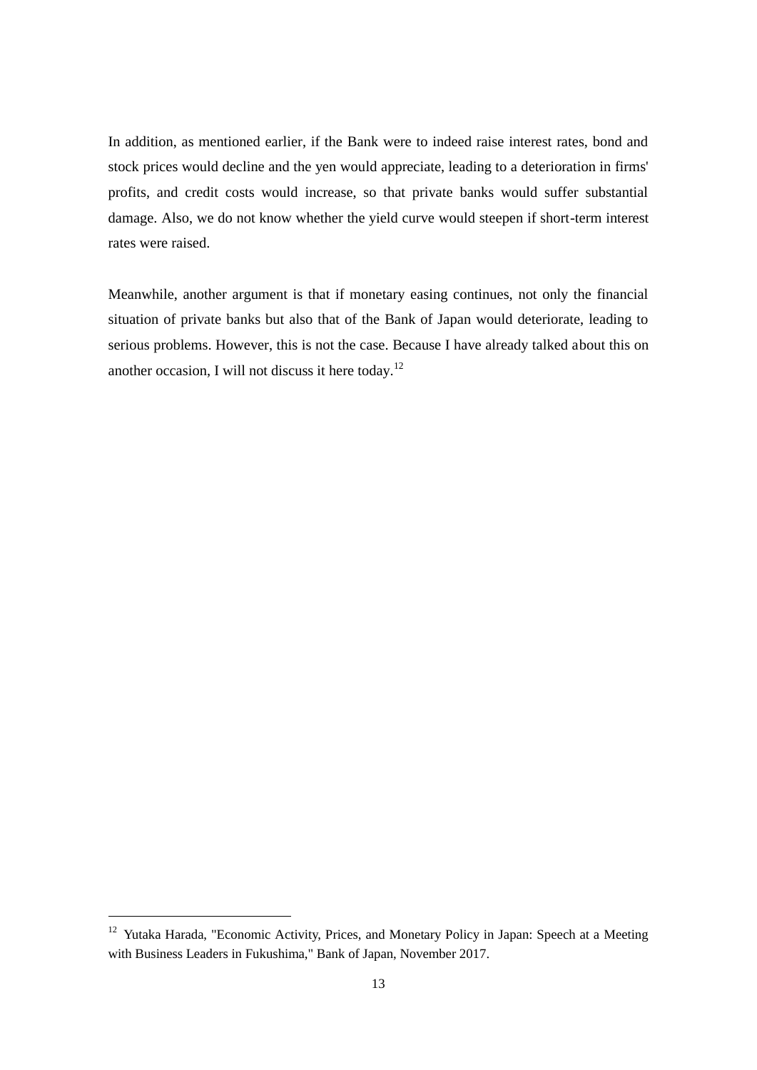In addition, as mentioned earlier, if the Bank were to indeed raise interest rates, bond and stock prices would decline and the yen would appreciate, leading to a deterioration in firms' profits, and credit costs would increase, so that private banks would suffer substantial damage. Also, we do not know whether the yield curve would steepen if short-term interest rates were raised.

Meanwhile, another argument is that if monetary easing continues, not only the financial situation of private banks but also that of the Bank of Japan would deteriorate, leading to serious problems. However, this is not the case. Because I have already talked about this on another occasion, I will not discuss it here today.[12]

[12] Yutaka Harada, "Economic Activity, Prices, and Monetary Policy in Japan: Speech at a Meeting with Business Leaders in Fukushima," Bank of Japan, November 2017.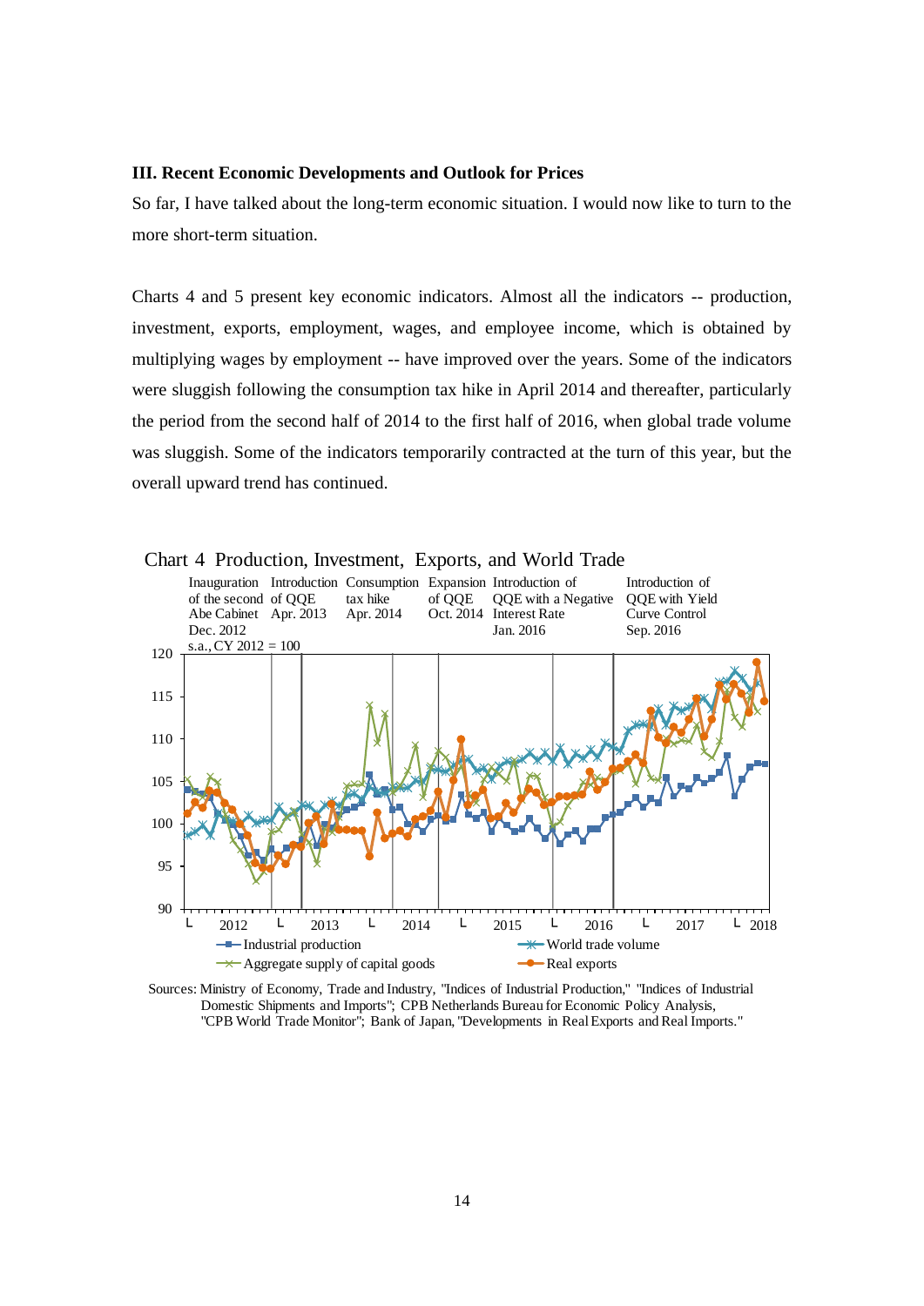### III. Recent Economic Developments and Outlook for Prices

So far, I have talked about the long-term economic situation. I would now like to turn to the more short-term situation.

Charts 4 and 5 present key economic indicators. Almost all the indicators -- production, investment, exports, employment, wages, and employee income, which is obtained by multiplying wages by employment -- have improved over the years. Some of the indicators were sluggish following the consumption tax hike in April 2014 and thereafter, particularly the period from the second half of 2014 to the first half of 2016, when global trade volume was sluggish. Some of the indicators temporarily contracted at the turn of this year, but the overall upward trend has continued.

Chart 4 Production, Investment, Exports, and World Trade

Sources: Ministry of Economy, Trade and Industry, "Indices of Industrial Production," "Indices of Industrial Domestic Shipments and Imports"; CPB Netherlands Bureau for Economic Policy Analysis, "CPB World Trade Monitor"; Bank of Japan, "Developments in Real Exports and Real Imports."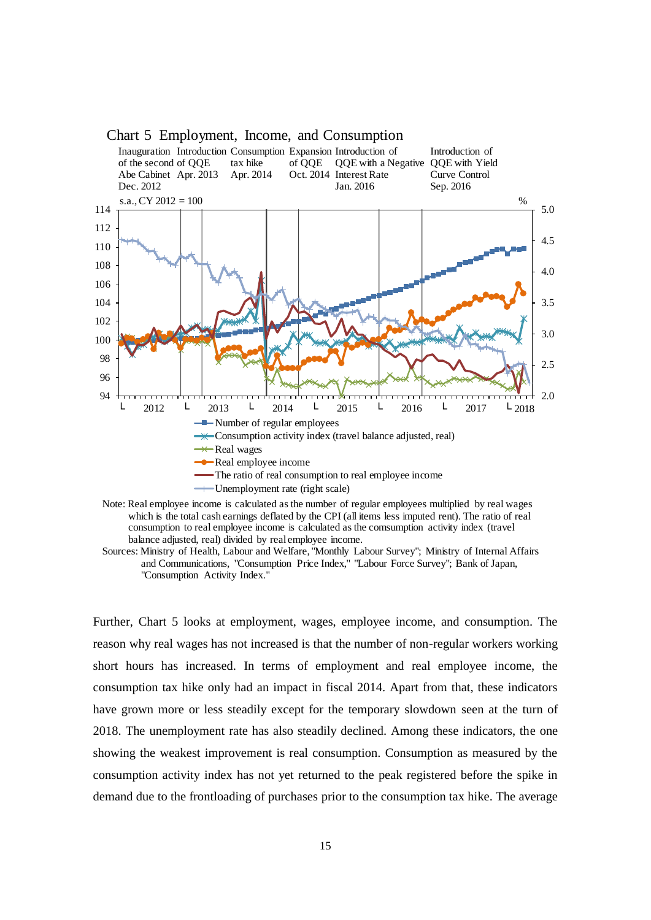Chart 5 Employment, Income, and Consumption

Note: Real employee income is calculated as the number of regular employees multiplied by real wages which is the total cash earnings deflated by the CPI (all items less imputed rent). The ratio of real consumption to real employee income is calculated as the comsumption activity index (travel balance adjusted, real) divided by real employee income.

Sources: Ministry of Health, Labour and Welfare, "Monthly Labour Survey"; Ministry of Internal Affairs and Communications, "Consumption Price Index," "Labour Force Survey"; Bank of Japan, "Consumption Activity Index."

Further, Chart 5 looks at employment, wages, employee income, and consumption. The reason why real wages has not increased is that the number of non-regular workers working short hours has increased. In terms of employment and real employee income, the consumption tax hike only had an impact in fiscal 2014. Apart from that, these indicators have grown more or less steadily except for the temporary slowdown seen at the turn of 2018. The unemployment rate has also steadily declined. Among these indicators, the one showing the weakest improvement is real consumption. Consumption as measured by the consumption activity index has not yet returned to the peak registered before the spike in demand due to the frontloading of purchases prior to the consumption tax hike. The average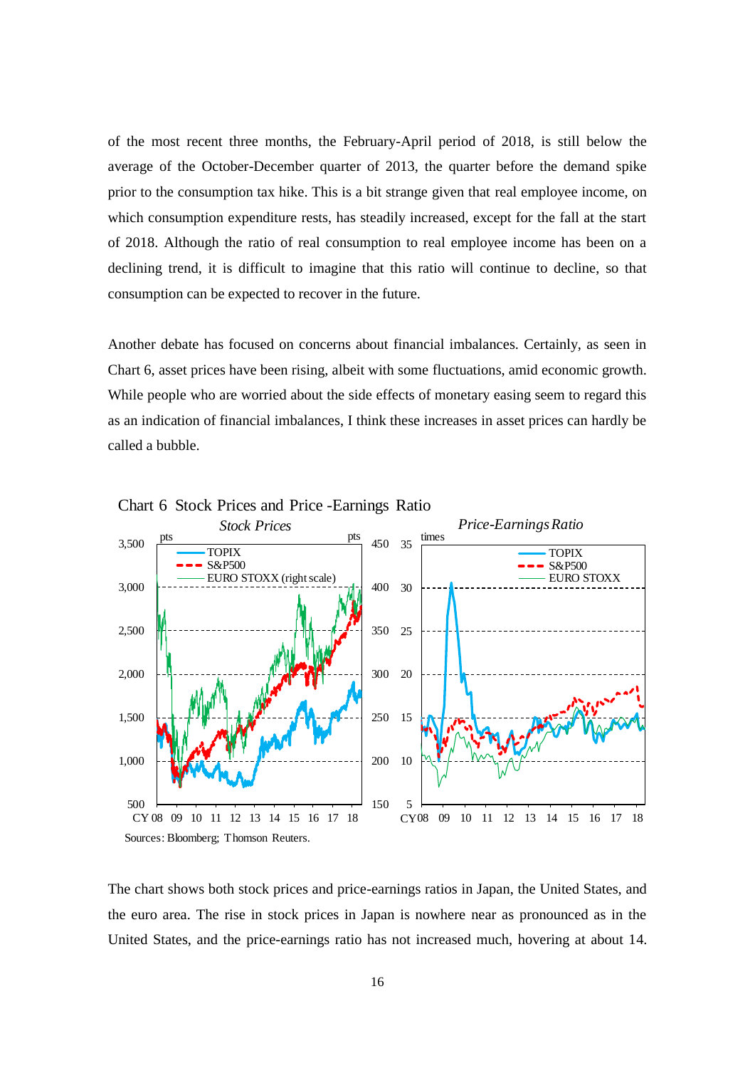of the most recent three months, the February-April period of 2018, is still below the average of the October-December quarter of 2013, the quarter before the demand spike prior to the consumption tax hike. This is a bit strange given that real employee income, on which consumption expenditure rests, has steadily increased, except for the fall at the start of 2018. Although the ratio of real consumption to real employee income has been on a declining trend, it is difficult to imagine that this ratio will continue to decline, so that consumption can be expected to recover in the future.

Another debate has focused on concerns about financial imbalances. Certainly, as seen in Chart 6, asset prices have been rising, albeit with some fluctuations, amid economic growth. While people who are worried about the side effects of monetary easing seem to regard this as an indication of financial imbalances, I think these increases in asset prices can hardly be called a bubble.

Chart 6 Stock Prices and Price -Earnings Ratio

Sources: Bloomberg; Thomson Reuters.

The chart shows both stock prices and price-earnings ratios in Japan, the United States, and the euro area. The rise in stock prices in Japan is nowhere near as pronounced as in the United States, and the price-earnings ratio has not increased much, hovering at about 14.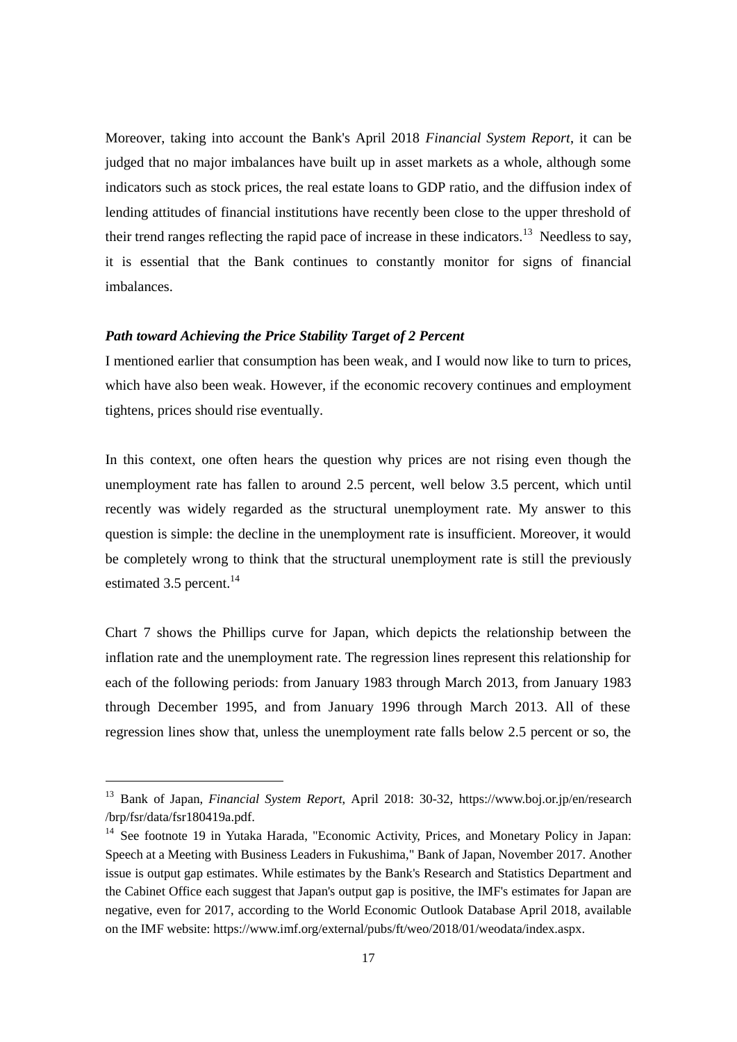Moreover, taking into account the Bank's April 2018 *Financial System Report*, it can be judged that no major imbalances have built up in asset markets as a whole, although some indicators such as stock prices, the real estate loans to GDP ratio, and the diffusion index of lending attitudes of financial institutions have recently been close to the upper threshold of their trend ranges reflecting the rapid pace of increase in these indicators.[13] Needless to say, it is essential that the Bank continues to constantly monitor for signs of financial imbalances.

### *Path toward Achieving the Price Stability Target of 2 Percent*

I mentioned earlier that consumption has been weak, and I would now like to turn to prices, which have also been weak. However, if the economic recovery continues and employment tightens, prices should rise eventually.

In this context, one often hears the question why prices are not rising even though the unemployment rate has fallen to around 2.5 percent, well below 3.5 percent, which until recently was widely regarded as the structural unemployment rate. My answer to this question is simple: the decline in the unemployment rate is insufficient. Moreover, it would be completely wrong to think that the structural unemployment rate is still the previously estimated 3.5 percent.[14]

Chart 7 shows the Phillips curve for Japan, which depicts the relationship between the inflation rate and the unemployment rate. The regression lines represent this relationship for each of the following periods: from January 1983 through March 2013, from January 1983 through December 1995, and from January 1996 through March 2013. All of these regression lines show that, unless the unemployment rate falls below 2.5 percent or so, the

---

[13] Bank of Japan, *Financial System Report*, April 2018: 30-32, https://www.boj.or.jp/en/research/brp/fsr/data/fsr180419a.pdf.

[14] See footnote 19 in Yutaka Harada, "Economic Activity, Prices, and Monetary Policy in Japan: Speech at a Meeting with Business Leaders in Fukushima," Bank of Japan, November 2017. Another issue is output gap estimates. While estimates by the Bank's Research and Statistics Department and the Cabinet Office each suggest that Japan's output gap is positive, the IMF's estimates for Japan are negative, even for 2017, according to the World Economic Outlook Database April 2018, available on the IMF website: https://www.imf.org/external/pubs/ft/weo/2018/01/weodata/index.aspx.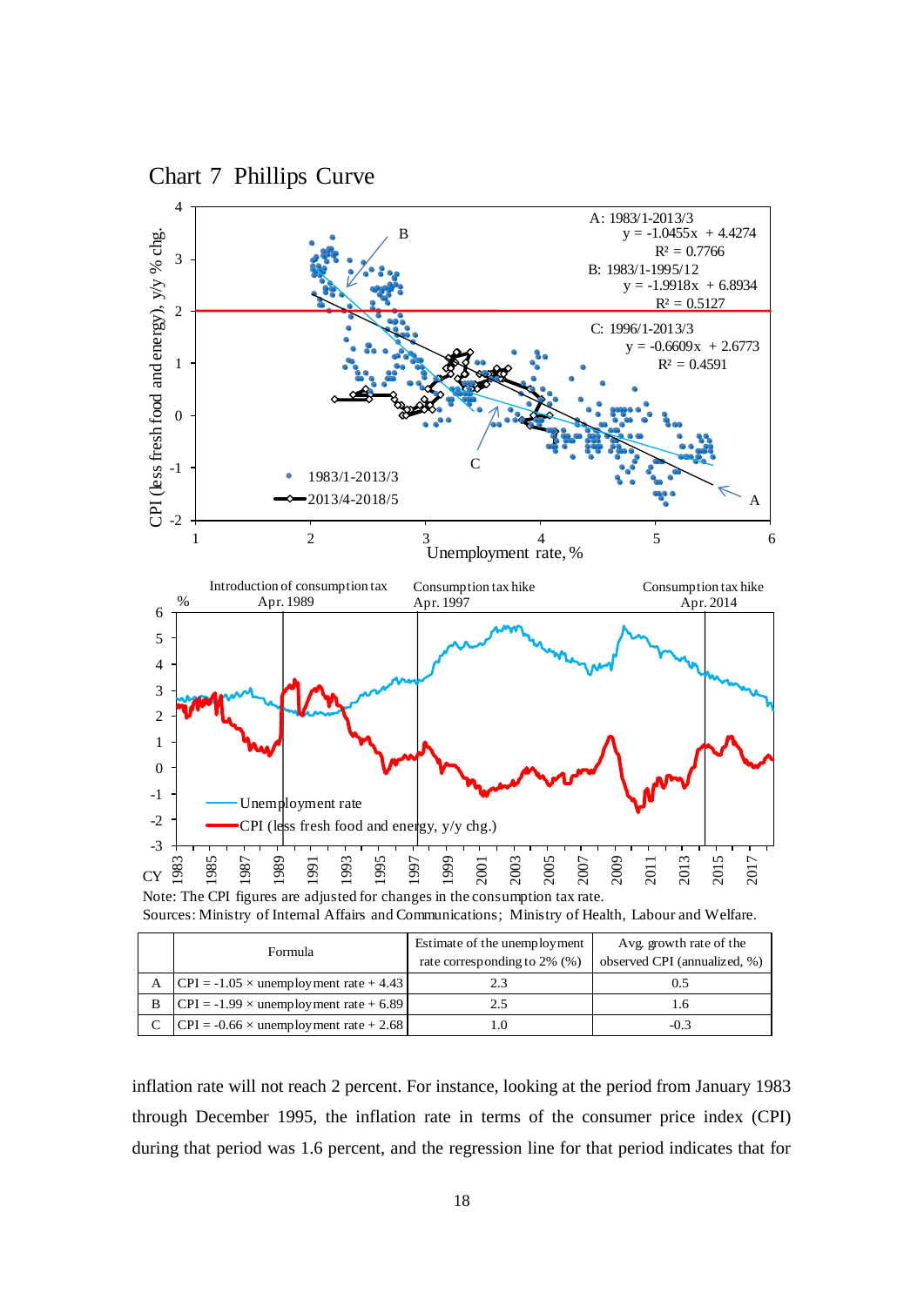## Chart 7 Phillips Curve

Note: The CPI figures are adjusted for changes in the consumption tax rate.
Sources: Ministry of Internal Affairs and Communications; Ministry of Health, Labour and Welfare.

| | Formula | Estimate of the unemployment rate corresponding to 2% (%) | Avg. growth rate of the observed CPI (annualized, %) |
|---|---|---|---|
| A | CPI = -1.05 × unemployment rate + 4.43 | 2.3 | 0.5 |
| B | CPI = -1.99 × unemployment rate + 6.89 | 2.5 | 1.6 |
| C | CPI = -0.66 × unemployment rate + 2.68 | 1.0 | -0.3 |

inflation rate will not reach 2 percent. For instance, looking at the period from January 1983 through December 1995, the inflation rate in terms of the consumer price index (CPI) during that period was 1.6 percent, and the regression line for that period indicates that for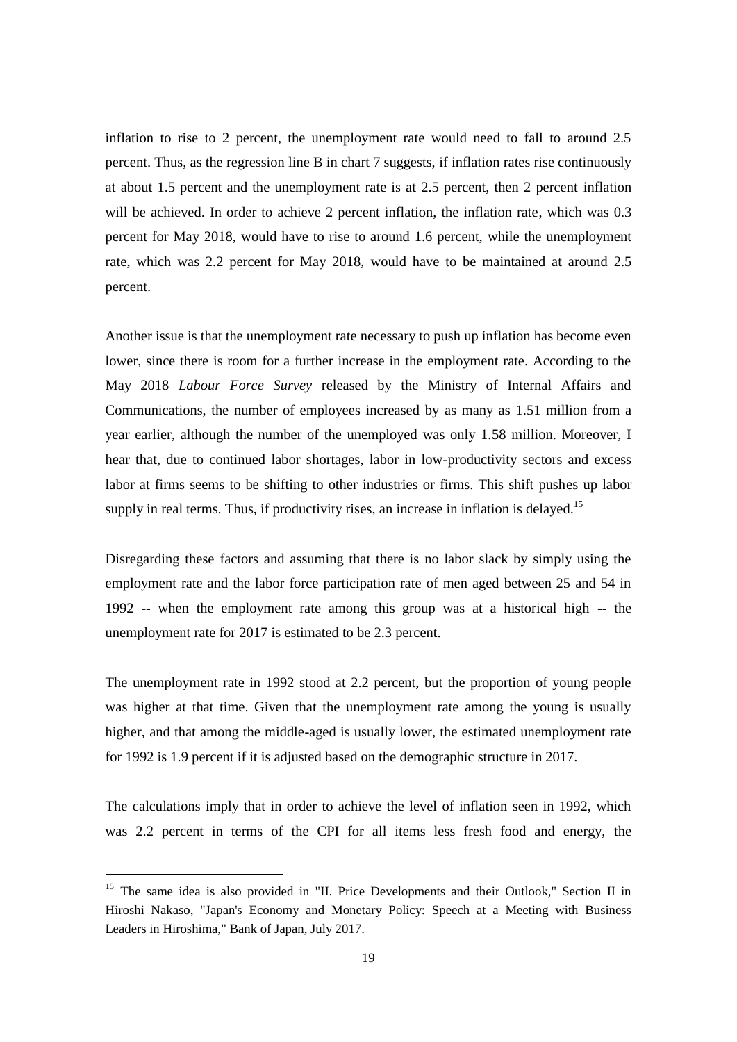inflation to rise to 2 percent, the unemployment rate would need to fall to around 2.5 percent. Thus, as the regression line B in chart 7 suggests, if inflation rates rise continuously at about 1.5 percent and the unemployment rate is at 2.5 percent, then 2 percent inflation will be achieved. In order to achieve 2 percent inflation, the inflation rate, which was 0.3 percent for May 2018, would have to rise to around 1.6 percent, while the unemployment rate, which was 2.2 percent for May 2018, would have to be maintained at around 2.5 percent.

Another issue is that the unemployment rate necessary to push up inflation has become even lower, since there is room for a further increase in the employment rate. According to the May 2018 *Labour Force Survey* released by the Ministry of Internal Affairs and Communications, the number of employees increased by as many as 1.51 million from a year earlier, although the number of the unemployed was only 1.58 million. Moreover, I hear that, due to continued labor shortages, labor in low-productivity sectors and excess labor at firms seems to be shifting to other industries or firms. This shift pushes up labor supply in real terms. Thus, if productivity rises, an increase in inflation is delayed.[15]

Disregarding these factors and assuming that there is no labor slack by simply using the employment rate and the labor force participation rate of men aged between 25 and 54 in 1992 -- when the employment rate among this group was at a historical high -- the unemployment rate for 2017 is estimated to be 2.3 percent.

The unemployment rate in 1992 stood at 2.2 percent, but the proportion of young people was higher at that time. Given that the unemployment rate among the young is usually higher, and that among the middle-aged is usually lower, the estimated unemployment rate for 1992 is 1.9 percent if it is adjusted based on the demographic structure in 2017.

The calculations imply that in order to achieve the level of inflation seen in 1992, which was 2.2 percent in terms of the CPI for all items less fresh food and energy, the

---

[15] The same idea is also provided in "II. Price Developments and their Outlook," Section II in Hiroshi Nakaso, "Japan's Economy and Monetary Policy: Speech at a Meeting with Business Leaders in Hiroshima," Bank of Japan, July 2017.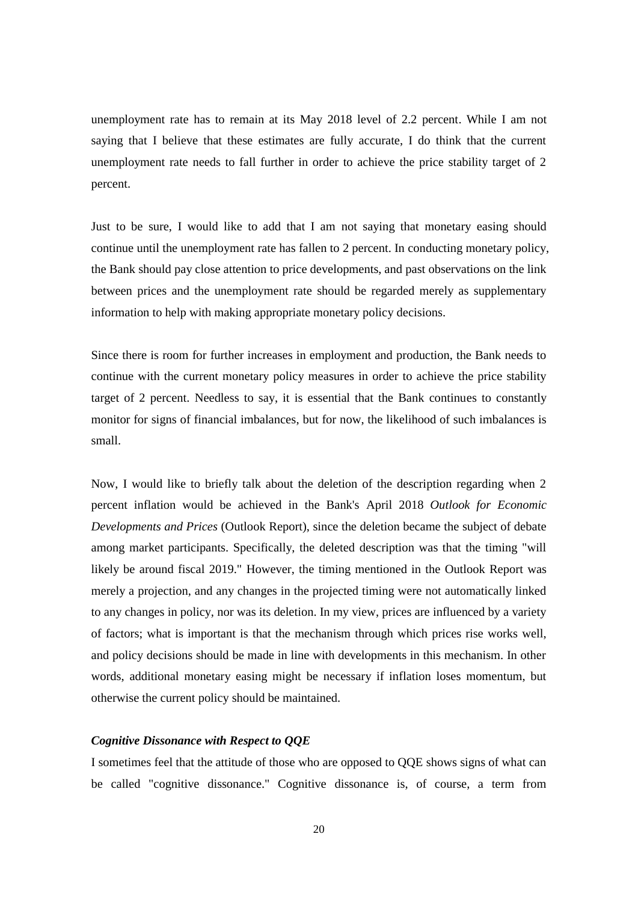unemployment rate has to remain at its May 2018 level of 2.2 percent. While I am not saying that I believe that these estimates are fully accurate, I do think that the current unemployment rate needs to fall further in order to achieve the price stability target of 2 percent.

Just to be sure, I would like to add that I am not saying that monetary easing should continue until the unemployment rate has fallen to 2 percent. In conducting monetary policy, the Bank should pay close attention to price developments, and past observations on the link between prices and the unemployment rate should be regarded merely as supplementary information to help with making appropriate monetary policy decisions.

Since there is room for further increases in employment and production, the Bank needs to continue with the current monetary policy measures in order to achieve the price stability target of 2 percent. Needless to say, it is essential that the Bank continues to constantly monitor for signs of financial imbalances, but for now, the likelihood of such imbalances is small.

Now, I would like to briefly talk about the deletion of the description regarding when 2 percent inflation would be achieved in the Bank's April 2018 *Outlook for Economic Developments and Prices* (Outlook Report), since the deletion became the subject of debate among market participants. Specifically, the deleted description was that the timing "will likely be around fiscal 2019." However, the timing mentioned in the Outlook Report was merely a projection, and any changes in the projected timing were not automatically linked to any changes in policy, nor was its deletion. In my view, prices are influenced by a variety of factors; what is important is that the mechanism through which prices rise works well, and policy decisions should be made in line with developments in this mechanism. In other words, additional monetary easing might be necessary if inflation loses momentum, but otherwise the current policy should be maintained.

### *Cognitive Dissonance with Respect to QQE*

I sometimes feel that the attitude of those who are opposed to QQE shows signs of what can be called "cognitive dissonance." Cognitive dissonance is, of course, a term from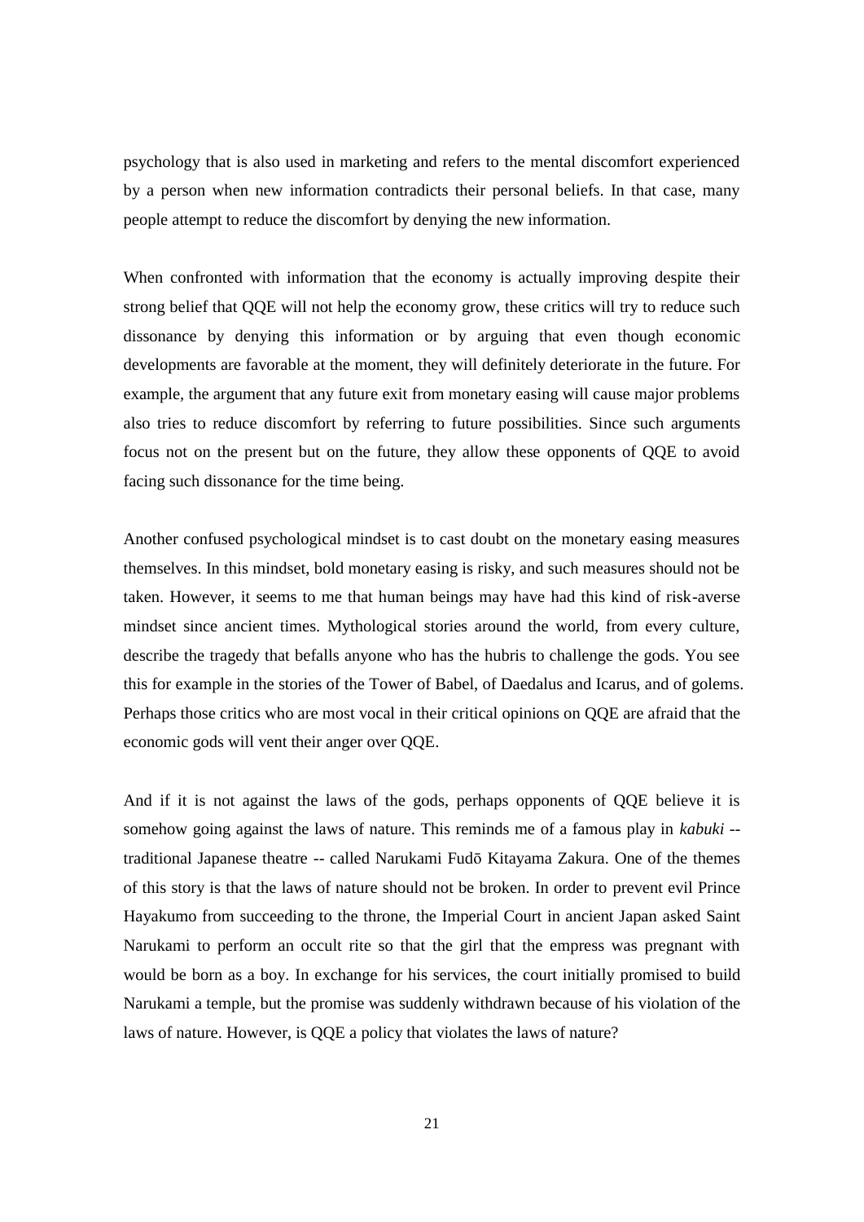psychology that is also used in marketing and refers to the mental discomfort experienced by a person when new information contradicts their personal beliefs. In that case, many people attempt to reduce the discomfort by denying the new information.

When confronted with information that the economy is actually improving despite their strong belief that QQE will not help the economy grow, these critics will try to reduce such dissonance by denying this information or by arguing that even though economic developments are favorable at the moment, they will definitely deteriorate in the future. For example, the argument that any future exit from monetary easing will cause major problems also tries to reduce discomfort by referring to future possibilities. Since such arguments focus not on the present but on the future, they allow these opponents of QQE to avoid facing such dissonance for the time being.

Another confused psychological mindset is to cast doubt on the monetary easing measures themselves. In this mindset, bold monetary easing is risky, and such measures should not be taken. However, it seems to me that human beings may have had this kind of risk-averse mindset since ancient times. Mythological stories around the world, from every culture, describe the tragedy that befalls anyone who has the hubris to challenge the gods. You see this for example in the stories of the Tower of Babel, of Daedalus and Icarus, and of golems. Perhaps those critics who are most vocal in their critical opinions on QQE are afraid that the economic gods will vent their anger over QQE.

And if it is not against the laws of the gods, perhaps opponents of QQE believe it is somehow going against the laws of nature. This reminds me of a famous play in *kabuki* -- traditional Japanese theatre -- called Narukami Fudō Kitayama Zakura. One of the themes of this story is that the laws of nature should not be broken. In order to prevent evil Prince Hayakumo from succeeding to the throne, the Imperial Court in ancient Japan asked Saint Narukami to perform an occult rite so that the girl that the empress was pregnant with would be born as a boy. In exchange for his services, the court initially promised to build Narukami a temple, but the promise was suddenly withdrawn because of his violation of the laws of nature. However, is QQE a policy that violates the laws of nature?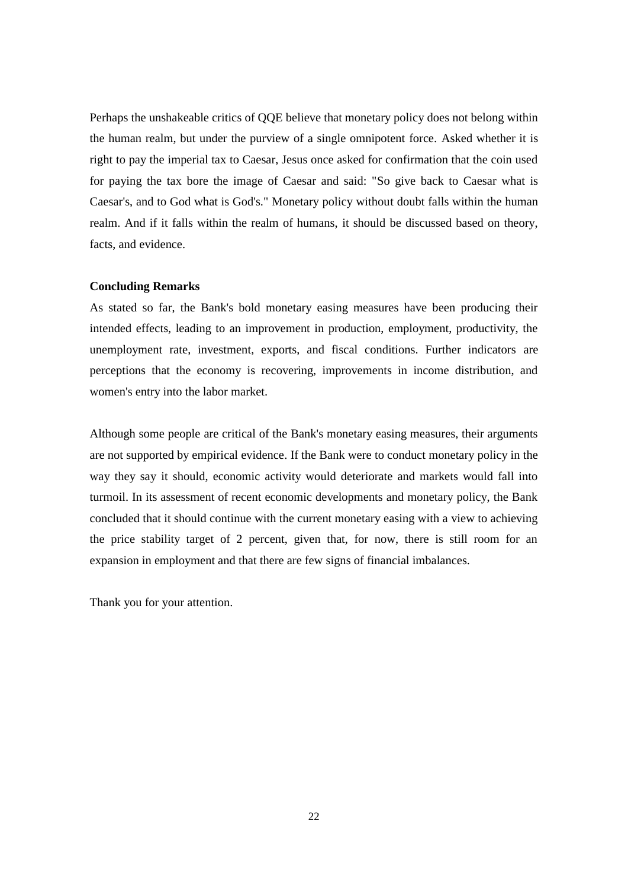Perhaps the unshakeable critics of QQE believe that monetary policy does not belong within the human realm, but under the purview of a single omnipotent force. Asked whether it is right to pay the imperial tax to Caesar, Jesus once asked for confirmation that the coin used for paying the tax bore the image of Caesar and said: "So give back to Caesar what is Caesar's, and to God what is God's." Monetary policy without doubt falls within the human realm. And if it falls within the realm of humans, it should be discussed based on theory, facts, and evidence.

**Concluding Remarks**

As stated so far, the Bank's bold monetary easing measures have been producing their intended effects, leading to an improvement in production, employment, productivity, the unemployment rate, investment, exports, and fiscal conditions. Further indicators are perceptions that the economy is recovering, improvements in income distribution, and women's entry into the labor market.

Although some people are critical of the Bank's monetary easing measures, their arguments are not supported by empirical evidence. If the Bank were to conduct monetary policy in the way they say it should, economic activity would deteriorate and markets would fall into turmoil. In its assessment of recent economic developments and monetary policy, the Bank concluded that it should continue with the current monetary easing with a view to achieving the price stability target of 2 percent, given that, for now, there is still room for an expansion in employment and that there are few signs of financial imbalances.

Thank you for your attention.